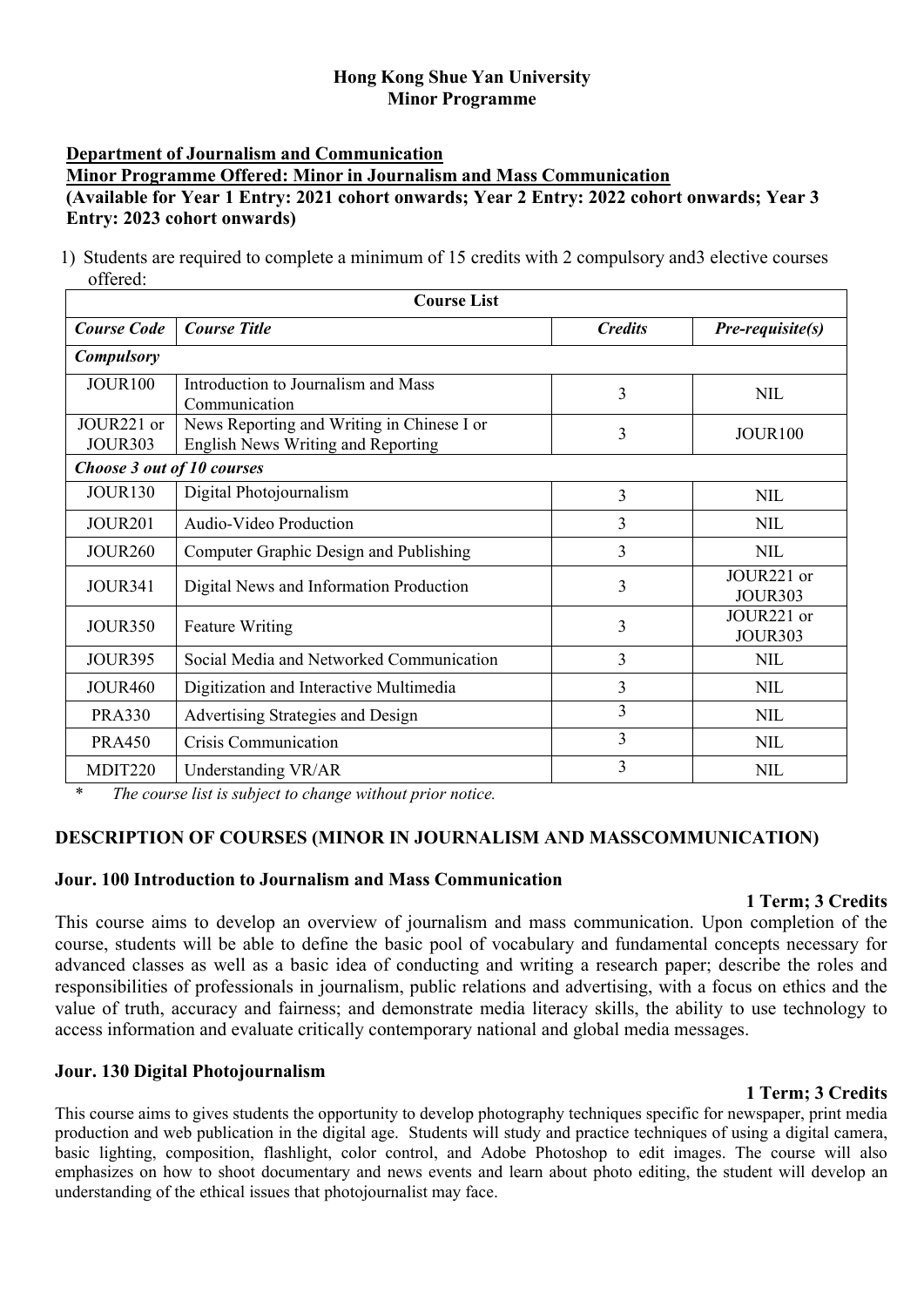**Hong Kong Shue Yan University**
**Minor Programme**

**Department of Journalism and Communication**
**Minor Programme Offered: Minor in Journalism and Mass Communication**
**(Available for Year 1 Entry: 2021 cohort onwards; Year 2 Entry: 2022 cohort onwards; Year 3 Entry: 2023 cohort onwards)**

1) Students are required to complete a minimum of 15 credits with 2 compulsory and3 elective courses offered:

| Course List | | | |
|---|---|---|---|
| ***Course Code*** | ***Course Title*** | ***Credits*** | ***Pre-requisite(s)*** |
| ***Compulsory*** | | | |
| JOUR100 | Introduction to Journalism and Mass Communication | 3 | NIL |
| JOUR221 or JOUR303 | News Reporting and Writing in Chinese I or English News Writing and Reporting | 3 | JOUR100 |
| ***Choose 3 out of 10 courses*** | | | |
| JOUR130 | Digital Photojournalism | 3 | NIL |
| JOUR201 | Audio-Video Production | 3 | NIL |
| JOUR260 | Computer Graphic Design and Publishing | 3 | NIL |
| JOUR341 | Digital News and Information Production | 3 | JOUR221 or JOUR303 |
| JOUR350 | Feature Writing | 3 | JOUR221 or JOUR303 |
| JOUR395 | Social Media and Networked Communication | 3 | NIL |
| JOUR460 | Digitization and Interactive Multimedia | 3 | NIL |
| PRA330 | Advertising Strategies and Design | 3 | NIL |
| PRA450 | Crisis Communication | 3 | NIL |
| MDIT220 | Understanding VR/AR | 3 | NIL |

\* *The course list is subject to change without prior notice.*

## DESCRIPTION OF COURSES (MINOR IN JOURNALISM AND MASSCOMMUNICATION)

### Jour. 100 Introduction to Journalism and Mass Communication

**1 Term; 3 Credits**

This course aims to develop an overview of journalism and mass communication. Upon completion of the course, students will be able to define the basic pool of vocabulary and fundamental concepts necessary for advanced classes as well as a basic idea of conducting and writing a research paper; describe the roles and responsibilities of professionals in journalism, public relations and advertising, with a focus on ethics and the value of truth, accuracy and fairness; and demonstrate media literacy skills, the ability to use technology to access information and evaluate critically contemporary national and global media messages.

### Jour. 130 Digital Photojournalism

**1 Term; 3 Credits**

This course aims to gives students the opportunity to develop photography techniques specific for newspaper, print media production and web publication in the digital age. Students will study and practice techniques of using a digital camera, basic lighting, composition, flashlight, color control, and Adobe Photoshop to edit images. The course will also emphasizes on how to shoot documentary and news events and learn about photo editing, the student will develop an understanding of the ethical issues that photojournalist may face.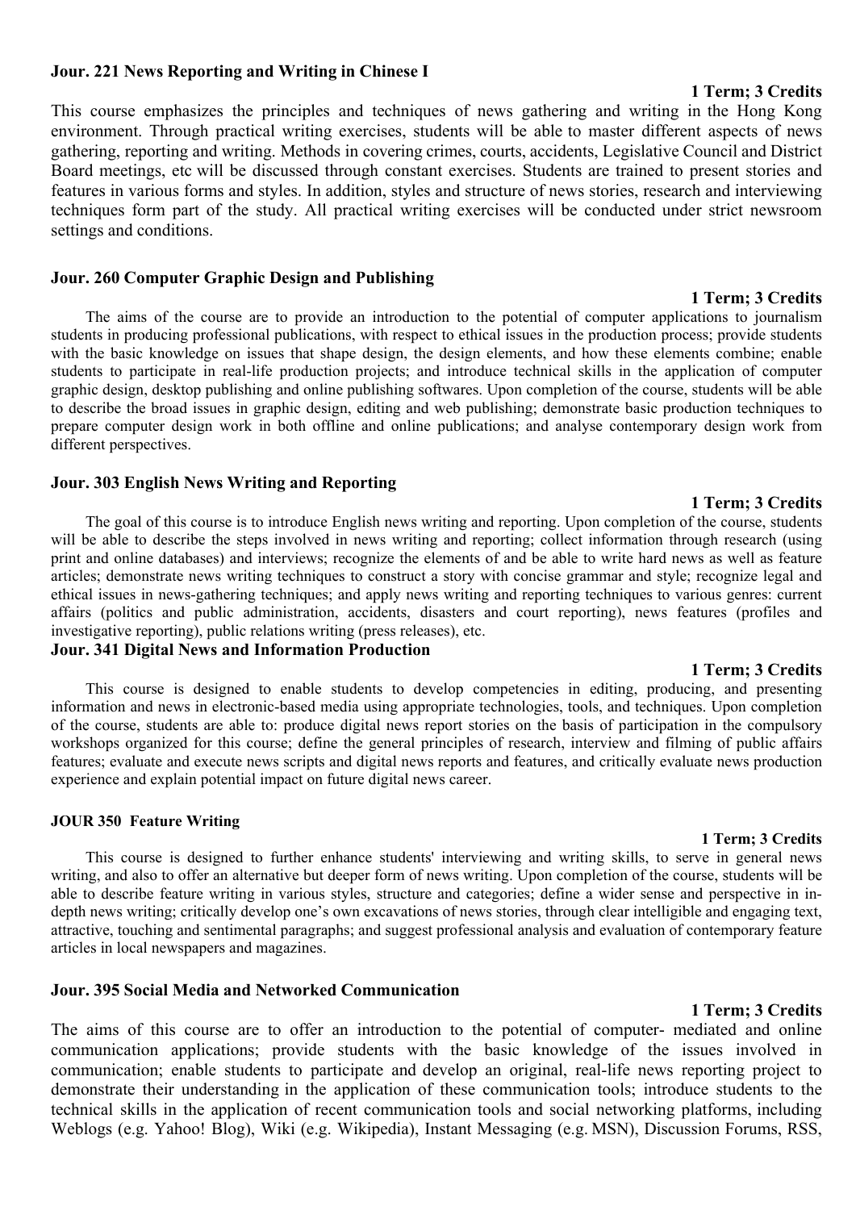**Jour. 221 News Reporting and Writing in Chinese I**

**1 Term; 3 Credits**

This course emphasizes the principles and techniques of news gathering and writing in the Hong Kong environment. Through practical writing exercises, students will be able to master different aspects of news gathering, reporting and writing. Methods in covering crimes, courts, accidents, Legislative Council and District Board meetings, etc will be discussed through constant exercises. Students are trained to present stories and features in various forms and styles. In addition, styles and structure of news stories, research and interviewing techniques form part of the study. All practical writing exercises will be conducted under strict newsroom settings and conditions.

**Jour. 260 Computer Graphic Design and Publishing**

**1 Term; 3 Credits**

The aims of the course are to provide an introduction to the potential of computer applications to journalism students in producing professional publications, with respect to ethical issues in the production process; provide students with the basic knowledge on issues that shape design, the design elements, and how these elements combine; enable students to participate in real-life production projects; and introduce technical skills in the application of computer graphic design, desktop publishing and online publishing softwares. Upon completion of the course, students will be able to describe the broad issues in graphic design, editing and web publishing; demonstrate basic production techniques to prepare computer design work in both offline and online publications; and analyse contemporary design work from different perspectives.

**Jour. 303 English News Writing and Reporting**

**1 Term; 3 Credits**

The goal of this course is to introduce English news writing and reporting. Upon completion of the course, students will be able to describe the steps involved in news writing and reporting; collect information through research (using print and online databases) and interviews; recognize the elements of and be able to write hard news as well as feature articles; demonstrate news writing techniques to construct a story with concise grammar and style; recognize legal and ethical issues in news-gathering techniques; and apply news writing and reporting techniques to various genres: current affairs (politics and public administration, accidents, disasters and court reporting), news features (profiles and investigative reporting), public relations writing (press releases), etc.

**Jour. 341 Digital News and Information Production**

**1 Term; 3 Credits**

This course is designed to enable students to develop competencies in editing, producing, and presenting information and news in electronic-based media using appropriate technologies, tools, and techniques. Upon completion of the course, students are able to: produce digital news report stories on the basis of participation in the compulsory workshops organized for this course; define the general principles of research, interview and filming of public affairs features; evaluate and execute news scripts and digital news reports and features, and critically evaluate news production experience and explain potential impact on future digital news career.

**JOUR 350 Feature Writing**

**1 Term; 3 Credits**

This course is designed to further enhance students' interviewing and writing skills, to serve in general news writing, and also to offer an alternative but deeper form of news writing. Upon completion of the course, students will be able to describe feature writing in various styles, structure and categories; define a wider sense and perspective in in-depth news writing; critically develop one's own excavations of news stories, through clear intelligible and engaging text, attractive, touching and sentimental paragraphs; and suggest professional analysis and evaluation of contemporary feature articles in local newspapers and magazines.

**Jour. 395 Social Media and Networked Communication**

**1 Term; 3 Credits**

The aims of this course are to offer an introduction to the potential of computer- mediated and online communication applications; provide students with the basic knowledge of the issues involved in communication; enable students to participate and develop an original, real-life news reporting project to demonstrate their understanding in the application of these communication tools; introduce students to the technical skills in the application of recent communication tools and social networking platforms, including Weblogs (e.g. Yahoo! Blog), Wiki (e.g. Wikipedia), Instant Messaging (e.g. MSN), Discussion Forums, RSS,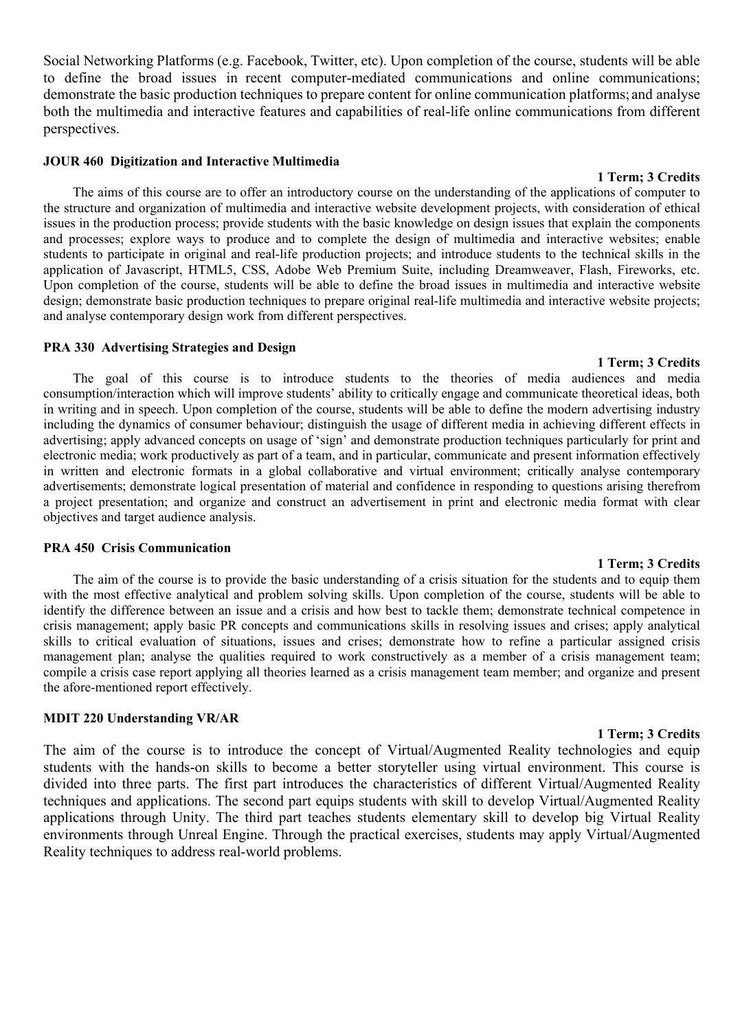Social Networking Platforms (e.g. Facebook, Twitter, etc). Upon completion of the course, students will be able to define the broad issues in recent computer-mediated communications and online communications; demonstrate the basic production techniques to prepare content for online communication platforms; and analyse both the multimedia and interactive features and capabilities of real-life online communications from different perspectives.

**JOUR 460 Digitization and Interactive Multimedia**

**1 Term; 3 Credits**

The aims of this course are to offer an introductory course on the understanding of the applications of computer to the structure and organization of multimedia and interactive website development projects, with consideration of ethical issues in the production process; provide students with the basic knowledge on design issues that explain the components and processes; explore ways to produce and to complete the design of multimedia and interactive websites; enable students to participate in original and real-life production projects; and introduce students to the technical skills in the application of Javascript, HTML5, CSS, Adobe Web Premium Suite, including Dreamweaver, Flash, Fireworks, etc. Upon completion of the course, students will be able to define the broad issues in multimedia and interactive website design; demonstrate basic production techniques to prepare original real-life multimedia and interactive website projects; and analyse contemporary design work from different perspectives.

**PRA 330 Advertising Strategies and Design**

**1 Term; 3 Credits**

The goal of this course is to introduce students to the theories of media audiences and media consumption/interaction which will improve students' ability to critically engage and communicate theoretical ideas, both in writing and in speech. Upon completion of the course, students will be able to define the modern advertising industry including the dynamics of consumer behaviour; distinguish the usage of different media in achieving different effects in advertising; apply advanced concepts on usage of 'sign' and demonstrate production techniques particularly for print and electronic media; work productively as part of a team, and in particular, communicate and present information effectively in written and electronic formats in a global collaborative and virtual environment; critically analyse contemporary advertisements; demonstrate logical presentation of material and confidence in responding to questions arising therefrom a project presentation; and organize and construct an advertisement in print and electronic media format with clear objectives and target audience analysis.

**PRA 450 Crisis Communication**

**1 Term; 3 Credits**

The aim of the course is to provide the basic understanding of a crisis situation for the students and to equip them with the most effective analytical and problem solving skills. Upon completion of the course, students will be able to identify the difference between an issue and a crisis and how best to tackle them; demonstrate technical competence in crisis management; apply basic PR concepts and communications skills in resolving issues and crises; apply analytical skills to critical evaluation of situations, issues and crises; demonstrate how to refine a particular assigned crisis management plan; analyse the qualities required to work constructively as a member of a crisis management team; compile a crisis case report applying all theories learned as a crisis management team member; and organize and present the afore-mentioned report effectively.

**MDIT 220 Understanding VR/AR**

**1 Term; 3 Credits**

The aim of the course is to introduce the concept of Virtual/Augmented Reality technologies and equip students with the hands-on skills to become a better storyteller using virtual environment. This course is divided into three parts. The first part introduces the characteristics of different Virtual/Augmented Reality techniques and applications. The second part equips students with skill to develop Virtual/Augmented Reality applications through Unity. The third part teaches students elementary skill to develop big Virtual Reality environments through Unreal Engine. Through the practical exercises, students may apply Virtual/Augmented Reality techniques to address real-world problems.